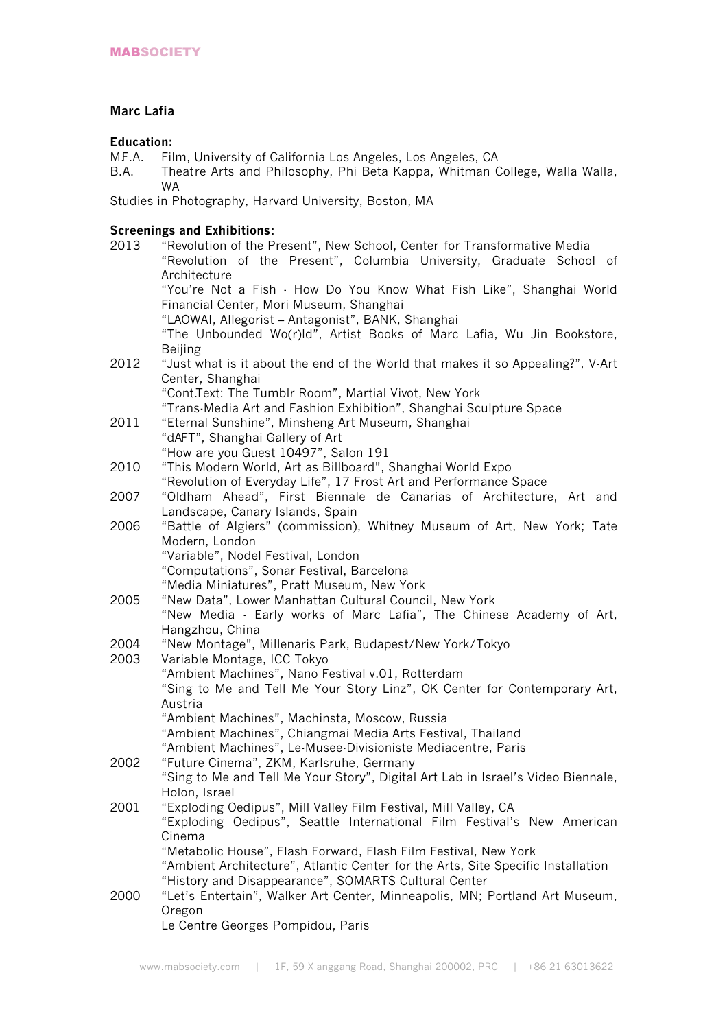**MABSOCIETY**

## Marc Lafia

### Education:

M.F.A. Film, University of California Los Angeles, Los Angeles, CA
B.A. Theatre Arts and Philosophy, Phi Beta Kappa, Whitman College, Walla Walla, WA
Studies in Photography, Harvard University, Boston, MA

### Screenings and Exhibitions:

2013
- "Revolution of the Present", New School, Center for Transformative Media
- "Revolution of the Present", Columbia University, Graduate School of Architecture
- "You're Not a Fish - How Do You Know What Fish Like", Shanghai World Financial Center, Mori Museum, Shanghai
- "LAOWAI, Allegorist – Antagonist", BANK, Shanghai
- "The Unbounded Wo(r)ld", Artist Books of Marc Lafia, Wu Jin Bookstore, Beijing

2012
- "Just what is it about the end of the World that makes it so Appealing?", V-Art Center, Shanghai
- "Cont.Text: The Tumblr Room", Martial Vivot, New York
- "Trans-Media Art and Fashion Exhibition", Shanghai Sculpture Space

2011
- "Eternal Sunshine", Minsheng Art Museum, Shanghai
- "dAFT", Shanghai Gallery of Art
- "How are you Guest 10497", Salon 191

2010
- "This Modern World, Art as Billboard", Shanghai World Expo
- "Revolution of Everyday Life", 17 Frost Art and Performance Space

2007
- "Oldham Ahead", First Biennale de Canarias of Architecture, Art and Landscape, Canary Islands, Spain

2006
- "Battle of Algiers" (commission), Whitney Museum of Art, New York; Tate Modern, London
- "Variable", Nodel Festival, London
- "Computations", Sonar Festival, Barcelona
- "Media Miniatures", Pratt Museum, New York

2005
- "New Data", Lower Manhattan Cultural Council, New York
- "New Media - Early works of Marc Lafia", The Chinese Academy of Art, Hangzhou, China

2004
- "New Montage", Millenaris Park, Budapest/New York/Tokyo

2003
- Variable Montage, ICC Tokyo
- "Ambient Machines", Nano Festival v.01, Rotterdam
- "Sing to Me and Tell Me Your Story Linz", OK Center for Contemporary Art, Austria
- "Ambient Machines", Machinsta, Moscow, Russia
- "Ambient Machines", Chiangmai Media Arts Festival, Thailand
- "Ambient Machines", Le-Musee-Divisioniste Mediacentre, Paris

2002
- "Future Cinema", ZKM, Karlsruhe, Germany
- "Sing to Me and Tell Me Your Story", Digital Art Lab in Israel's Video Biennale, Holon, Israel

2001
- "Exploding Oedipus", Mill Valley Film Festival, Mill Valley, CA
- "Exploding Oedipus", Seattle International Film Festival's New American Cinema
- "Metabolic House", Flash Forward, Flash Film Festival, New York
- "Ambient Architecture", Atlantic Center for the Arts, Site Specific Installation
- "History and Disappearance", SOMARTS Cultural Center

2000
- "Let's Entertain", Walker Art Center, Minneapolis, MN; Portland Art Museum, Oregon
- Le Centre Georges Pompidou, Paris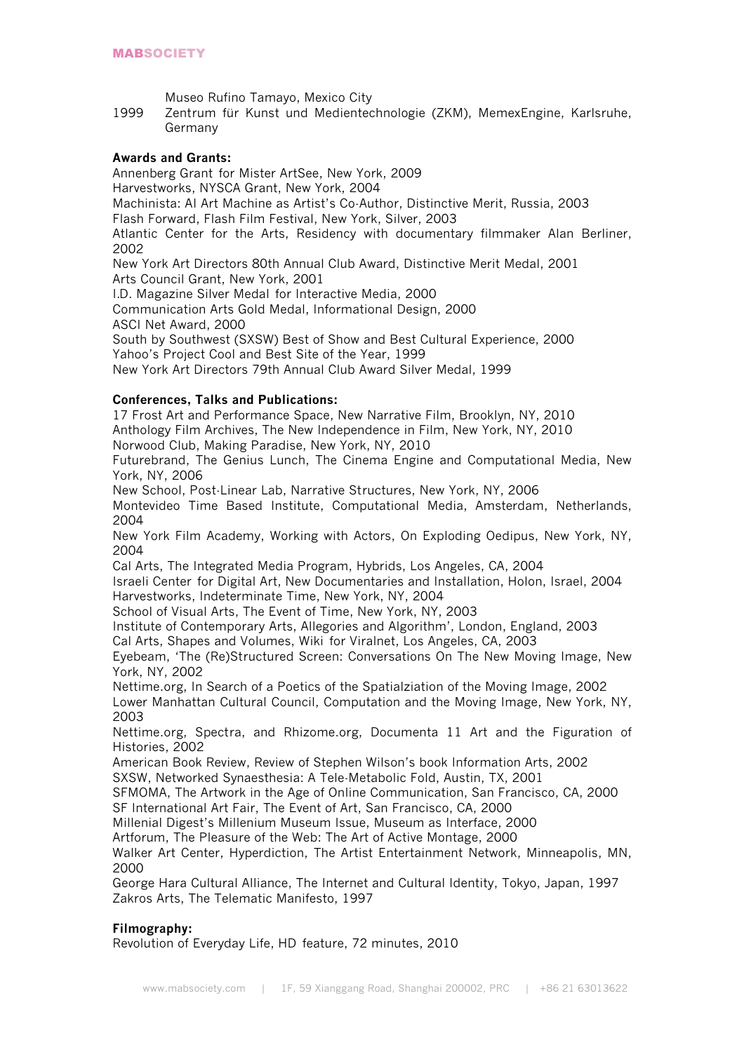Museo Rufino Tamayo, Mexico City

1999 Zentrum für Kunst und Medientechnologie (ZKM), MemexEngine, Karlsruhe, Germany

**Awards and Grants:**

Annenberg Grant for Mister ArtSee, New York, 2009
Harvestworks, NYSCA Grant, New York, 2004
Machinista: AI Art Machine as Artist's Co-Author, Distinctive Merit, Russia, 2003
Flash Forward, Flash Film Festival, New York, Silver, 2003
Atlantic Center for the Arts, Residency with documentary filmmaker Alan Berliner, 2002
New York Art Directors 80th Annual Club Award, Distinctive Merit Medal, 2001
Arts Council Grant, New York, 2001
I.D. Magazine Silver Medal for Interactive Media, 2000
Communication Arts Gold Medal, Informational Design, 2000
ASCI Net Award, 2000
South by Southwest (SXSW) Best of Show and Best Cultural Experience, 2000
Yahoo's Project Cool and Best Site of the Year, 1999
New York Art Directors 79th Annual Club Award Silver Medal, 1999

**Conferences, Talks and Publications:**

17 Frost Art and Performance Space, New Narrative Film, Brooklyn, NY, 2010
Anthology Film Archives, The New Independence in Film, New York, NY, 2010
Norwood Club, Making Paradise, New York, NY, 2010
Futurebrand, The Genius Lunch, The Cinema Engine and Computational Media, New York, NY, 2006
New School, Post-Linear Lab, Narrative Structures, New York, NY, 2006
Montevideo Time Based Institute, Computational Media, Amsterdam, Netherlands, 2004
New York Film Academy, Working with Actors, On Exploding Oedipus, New York, NY, 2004
Cal Arts, The Integrated Media Program, Hybrids, Los Angeles, CA, 2004
Israeli Center for Digital Art, New Documentaries and Installation, Holon, Israel, 2004
Harvestworks, Indeterminate Time, New York, NY, 2004
School of Visual Arts, The Event of Time, New York, NY, 2003
Institute of Contemporary Arts, Allegories and Algorithm', London, England, 2003
Cal Arts, Shapes and Volumes, Wiki for Viralnet, Los Angeles, CA, 2003
Eyebeam, 'The (Re)Structured Screen: Conversations On The New Moving Image, New York, NY, 2002
Nettime.org, In Search of a Poetics of the Spatialziation of the Moving Image, 2002
Lower Manhattan Cultural Council, Computation and the Moving Image, New York, NY, 2003
Nettime.org, Spectra, and Rhizome.org, Documenta 11 Art and the Figuration of Histories, 2002
American Book Review, Review of Stephen Wilson's book Information Arts, 2002
SXSW, Networked Synaesthesia: A Tele-Metabolic Fold, Austin, TX, 2001
SFMOMA, The Artwork in the Age of Online Communication, San Francisco, CA, 2000
SF International Art Fair, The Event of Art, San Francisco, CA, 2000
Millenial Digest's Millenium Museum Issue, Museum as Interface, 2000
Artforum, The Pleasure of the Web: The Art of Active Montage, 2000
Walker Art Center, Hyperdiction, The Artist Entertainment Network, Minneapolis, MN, 2000
George Hara Cultural Alliance, The Internet and Cultural Identity, Tokyo, Japan, 1997
Zakros Arts, The Telematic Manifesto, 1997

**Filmography:**

Revolution of Everyday Life, HD feature, 72 minutes, 2010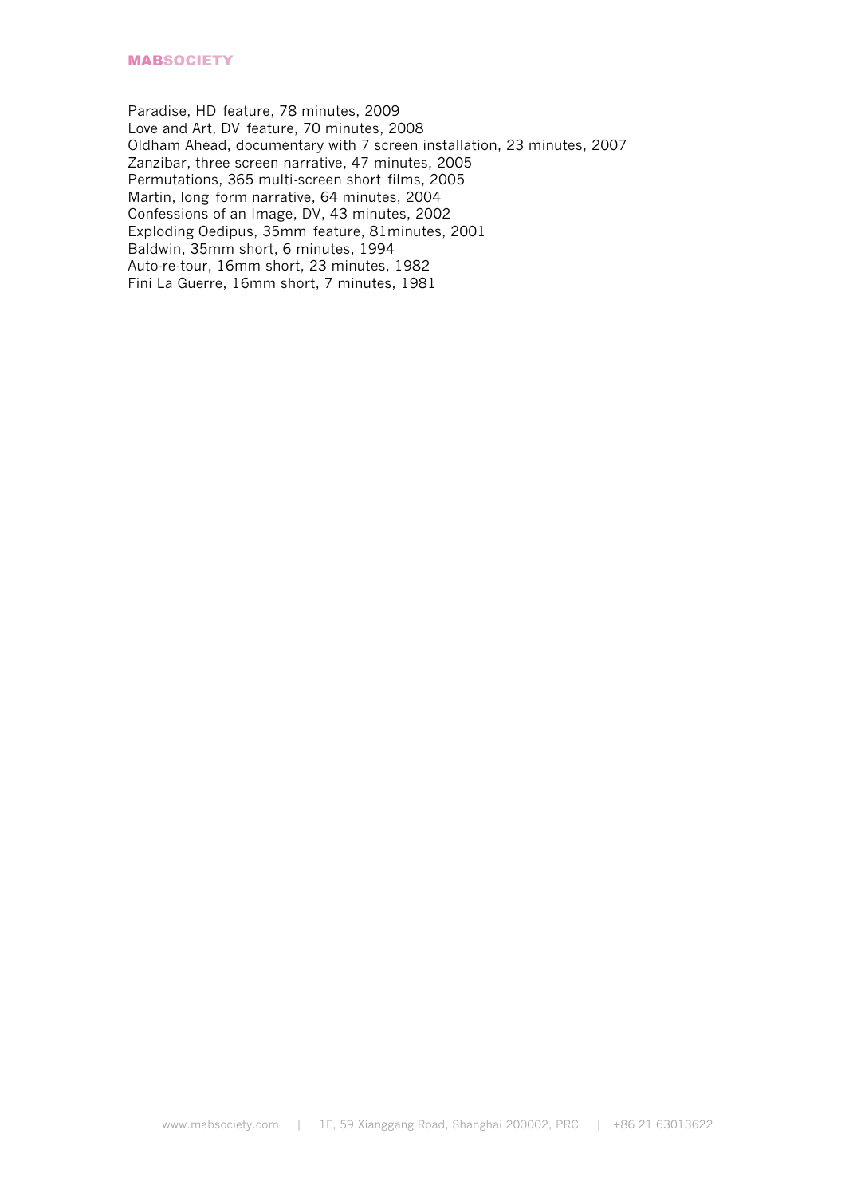Paradise, HD feature, 78 minutes, 2009
Love and Art, DV feature, 70 minutes, 2008
Oldham Ahead, documentary with 7 screen installation, 23 minutes, 2007
Zanzibar, three screen narrative, 47 minutes, 2005
Permutations, 365 multi-screen short films, 2005
Martin, long form narrative, 64 minutes, 2004
Confessions of an Image, DV, 43 minutes, 2002
Exploding Oedipus, 35mm feature, 81minutes, 2001
Baldwin, 35mm short, 6 minutes, 1994
Auto-re-tour, 16mm short, 23 minutes, 1982
Fini La Guerre, 16mm short, 7 minutes, 1981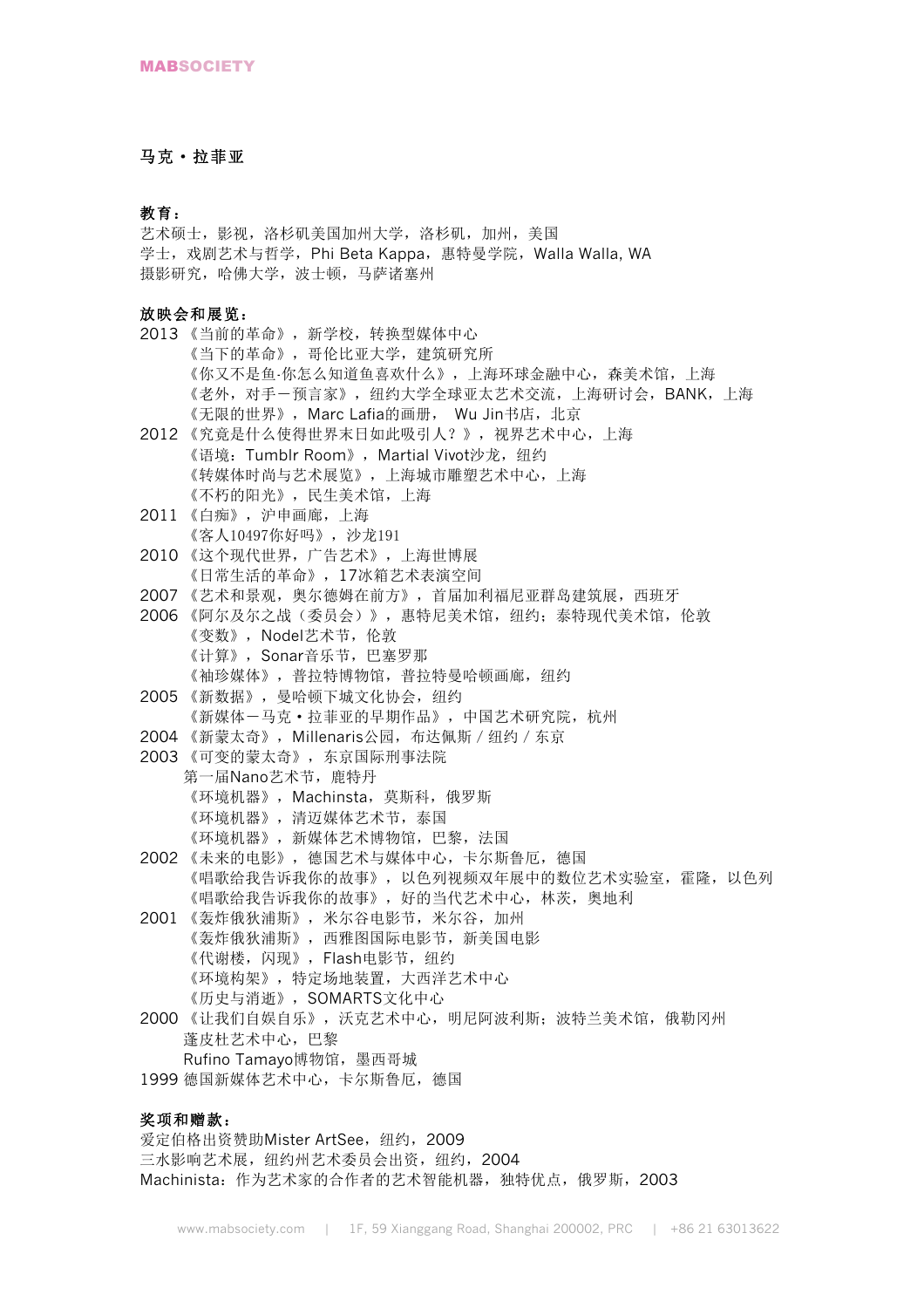## 马克・拉菲亚

### 教育：

艺术硕士，影视，洛杉矶美国加州大学，洛杉矶，加州，美国
学士，戏剧艺术与哲学，Phi Beta Kappa，惠特曼学院，Walla Walla, WA
摄影研究，哈佛大学，波士顿，马萨诸塞州

### 放映会和展览：

2013 《当前的革命》，新学校，转换型媒体中心
　　《当下的革命》，哥伦比亚大学，建筑研究所
　　《你又不是鱼-你怎么知道鱼喜欢什么》，上海环球金融中心，森美术馆，上海
　　《老外，对手－预言家》，纽约大学全球亚太艺术交流，上海研讨会，BANK，上海
　　《无限的世界》，Marc Lafia的画册，　Wu Jin书店，北京
2012 《究竟是什么使得世界末日如此吸引人？》，视界艺术中心，上海
　　《语境：Tumblr Room》，Martial Vivot沙龙，纽约
　　《转媒体时尚与艺术展览》，上海城市雕塑艺术中心，上海
　　《不朽的阳光》，民生美术馆，上海
2011 《白痴》，沪申画廊，上海
　　《客人10497你好吗》，沙龙191
2010 《这个现代世界，广告艺术》，上海世博展
　　《日常生活的革命》，17冰箱艺术表演空间
2007 《艺术和景观，奥尔德姆在前方》，首届加利福尼亚群岛建筑展，西班牙
2006 《阿尔及尔之战（委员会）》，惠特尼美术馆，纽约；泰特现代美术馆，伦敦
　　《变数》，Nodel艺术节，伦敦
　　《计算》，Sonar音乐节，巴塞罗那
　　《袖珍媒体》，普拉特博物馆，普拉特曼哈顿画廊，纽约
2005 《新数据》，曼哈顿下城文化协会，纽约
　　《新媒体－马克・拉菲亚的早期作品》，中国艺术研究院，杭州
2004 《新蒙太奇》，Millenaris公园，布达佩斯 / 纽约 / 东京
2003 《可变的蒙太奇》，东京国际刑事法院
　　第一届Nano艺术节，鹿特丹
　　《环境机器》，Machinsta，莫斯科，俄罗斯
　　《环境机器》，清迈媒体艺术节，泰国
　　《环境机器》，新媒体艺术博物馆，巴黎，法国
2002 《未来的电影》，德国艺术与媒体中心，卡尔斯鲁厄，德国
　　《唱歌给我告诉我你的故事》，以色列视频双年展中的数位艺术实验室，霍隆，以色列
　　《唱歌给我告诉我你的故事》，好的当代艺术中心，林茨，奥地利
2001 《轰炸俄狄浦斯》，米尔谷电影节，米尔谷，加州
　　《轰炸俄狄浦斯》，西雅图国际电影节，新美国电影
　　《代谢楼，闪现》，Flash电影节，纽约
　　《环境构架》，特定场地装置，大西洋艺术中心
　　《历史与消逝》，SOMARTS文化中心
2000 《让我们自娱自乐》，沃克艺术中心，明尼阿波利斯；波特兰美术馆，俄勒冈州
　　蓬皮杜艺术中心，巴黎
　　Rufino Tamayo博物馆，墨西哥城
1999 德国新媒体艺术中心，卡尔斯鲁厄，德国

### 奖项和赠款：

爱定伯格出资赞助Mister ArtSee，纽约，2009
三水影响艺术展，纽约州艺术委员会出资，纽约，2004
Machinista：作为艺术家的合作者的艺术智能机器，独特优点，俄罗斯，2003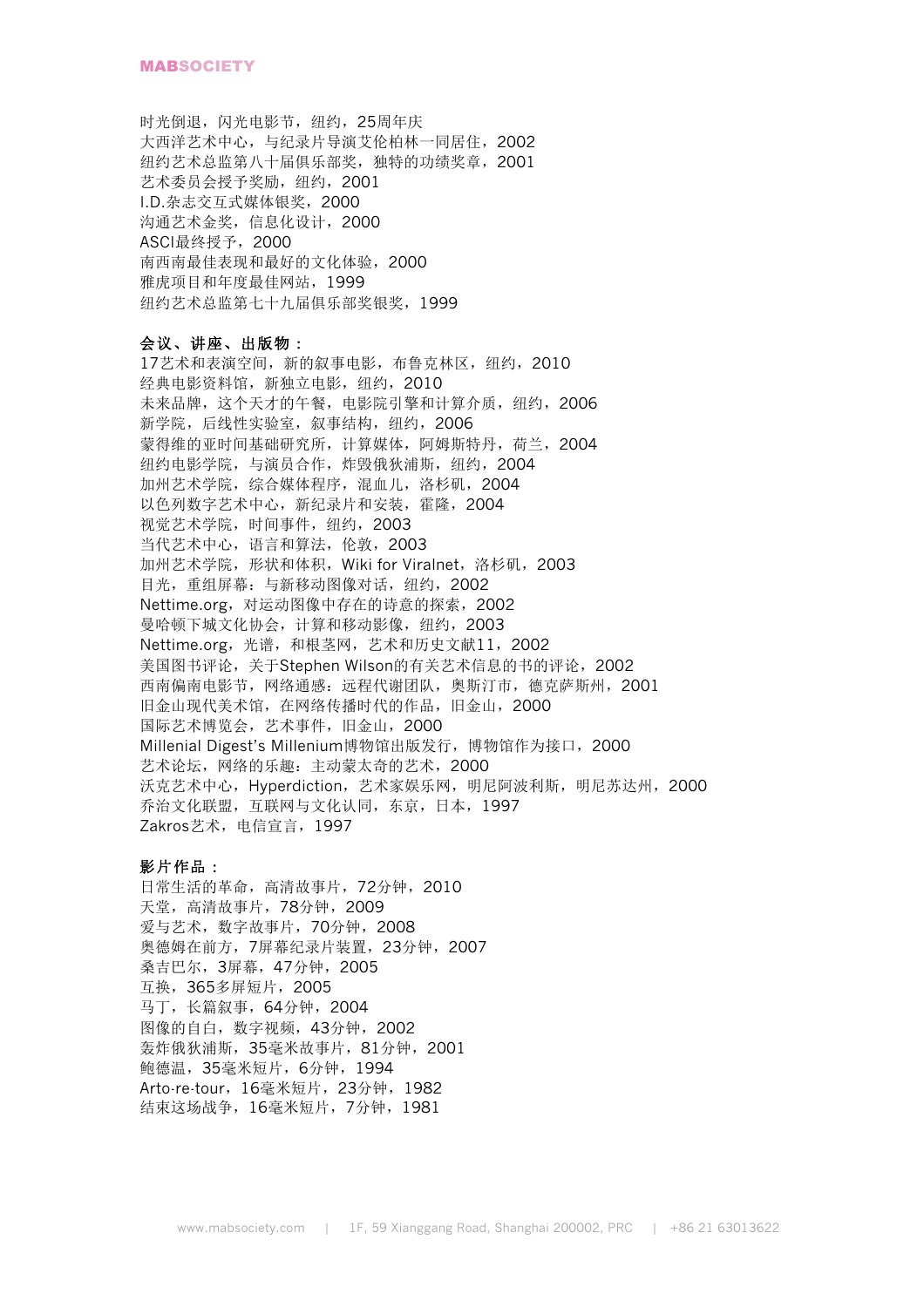时光倒退，闪光电影节，纽约，25周年庆
大西洋艺术中心，与纪录片导演艾伦柏林一同居住，2002
纽约艺术总监第八十届俱乐部奖，独特的功绩奖章，2001
艺术委员会授予奖励，纽约，2001
I.D.杂志交互式媒体银奖，2000
沟通艺术金奖，信息化设计，2000
ASCI最终授予，2000
南西南最佳表现和最好的文化体验，2000
雅虎项目和年度最佳网站，1999
纽约艺术总监第七十九届俱乐部奖银奖，1999

**会议、讲座、出版物：**

17艺术和表演空间，新的叙事电影，布鲁克林区，纽约，2010
经典电影资料馆，新独立电影，纽约，2010
未来品牌，这个天才的午餐，电影院引擎和计算介质，纽约，2006
新学院，后线性实验室，叙事结构，纽约，2006
蒙得维的亚时间基础研究所，计算媒体，阿姆斯特丹，荷兰，2004
纽约电影学院，与演员合作，炸毁俄狄浦斯，纽约，2004
加州艺术学院，综合媒体程序，混血儿，洛杉矶，2004
以色列数字艺术中心，新纪录片和安装，霍隆，2004
视觉艺术学院，时间事件，纽约，2003
当代艺术中心，语言和算法，伦敦，2003
加州艺术学院，形状和体积，Wiki for Viralnet，洛杉矶，2003
目光，重组屏幕：与新移动图像对话，纽约，2002
Nettime.org，对运动图像中存在的诗意的探索，2002
曼哈顿下城文化协会，计算和移动影像，纽约，2003
Nettime.org，光谱，和根茎网，艺术和历史文献11，2002
美国图书评论，关于Stephen Wilson的有关艺术信息的书的评论，2002
西南偏南电影节，网络通感：远程代谢团队，奥斯汀市，德克萨斯州，2001
旧金山现代美术馆，在网络传播时代的作品，旧金山，2000
国际艺术博览会，艺术事件，旧金山，2000
Millenial Digest's Millenium博物馆出版发行，博物馆作为接口，2000
艺术论坛，网络的乐趣：主动蒙太奇的艺术，2000
沃克艺术中心，Hyperdiction，艺术家娱乐网，明尼阿波利斯，明尼苏达州，2000
乔治文化联盟，互联网与文化认同，东京，日本，1997
Zakros艺术，电信宣言，1997

**影片作品：**

日常生活的革命，高清故事片，72分钟，2010
天堂，高清故事片，78分钟，2009
爱与艺术，数字故事片，70分钟，2008
奥德姆在前方，7屏幕纪录片装置，23分钟，2007
桑吉巴尔，3屏幕，47分钟，2005
互换，365多屏短片，2005
马丁，长篇叙事，64分钟，2004
图像的自白，数字视频，43分钟，2002
轰炸俄狄浦斯，35毫米故事片，81分钟，2001
鲍德温，35毫米短片，6分钟，1994
Arto-re-tour，16毫米短片，23分钟，1982
结束这场战争，16毫米短片，7分钟，1981